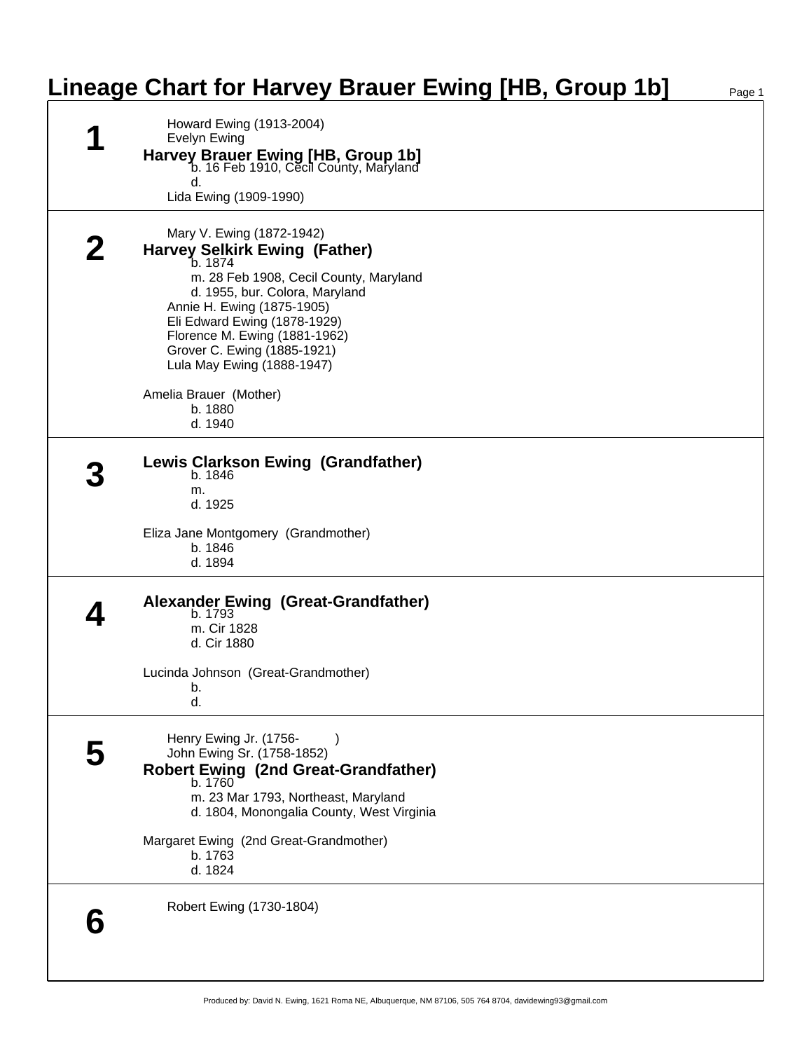# Lineage Chart for Harvey Brauer Ewing [HB, Group 1b]

## 1

Howard Ewing (1913-2004)
Evelyn Ewing

**Harvey Brauer Ewing [HB, Group 1b]**
b. 16 Feb 1910, Cecil County, Maryland
d.

Lida Ewing (1909-1990)

## 2

Mary V. Ewing (1872-1942)

**Harvey Selkirk Ewing (Father)**
b. 1874
m. 28 Feb 1908, Cecil County, Maryland
d. 1955, bur. Colora, Maryland

Annie H. Ewing (1875-1905)
Eli Edward Ewing (1878-1929)
Florence M. Ewing (1881-1962)
Grover C. Ewing (1885-1921)
Lula May Ewing (1888-1947)

Amelia Brauer (Mother)
b. 1880
d. 1940

## 3

**Lewis Clarkson Ewing (Grandfather)**
b. 1846
m.
d. 1925

Eliza Jane Montgomery (Grandmother)
b. 1846
d. 1894

## 4

**Alexander Ewing (Great-Grandfather)**
b. 1793
m. Cir 1828
d. Cir 1880

Lucinda Johnson (Great-Grandmother)
b.
d.

## 5

Henry Ewing Jr. (1756- )
John Ewing Sr. (1758-1852)

**Robert Ewing (2nd Great-Grandfather)**
b. 1760
m. 23 Mar 1793, Northeast, Maryland
d. 1804, Monongalia County, West Virginia

Margaret Ewing (2nd Great-Grandmother)
b. 1763
d. 1824

## 6

Robert Ewing (1730-1804)

Produced by: David N. Ewing, 1621 Roma NE, Albuquerque, NM 87106, 505 764 8704, davidewing93@gmail.com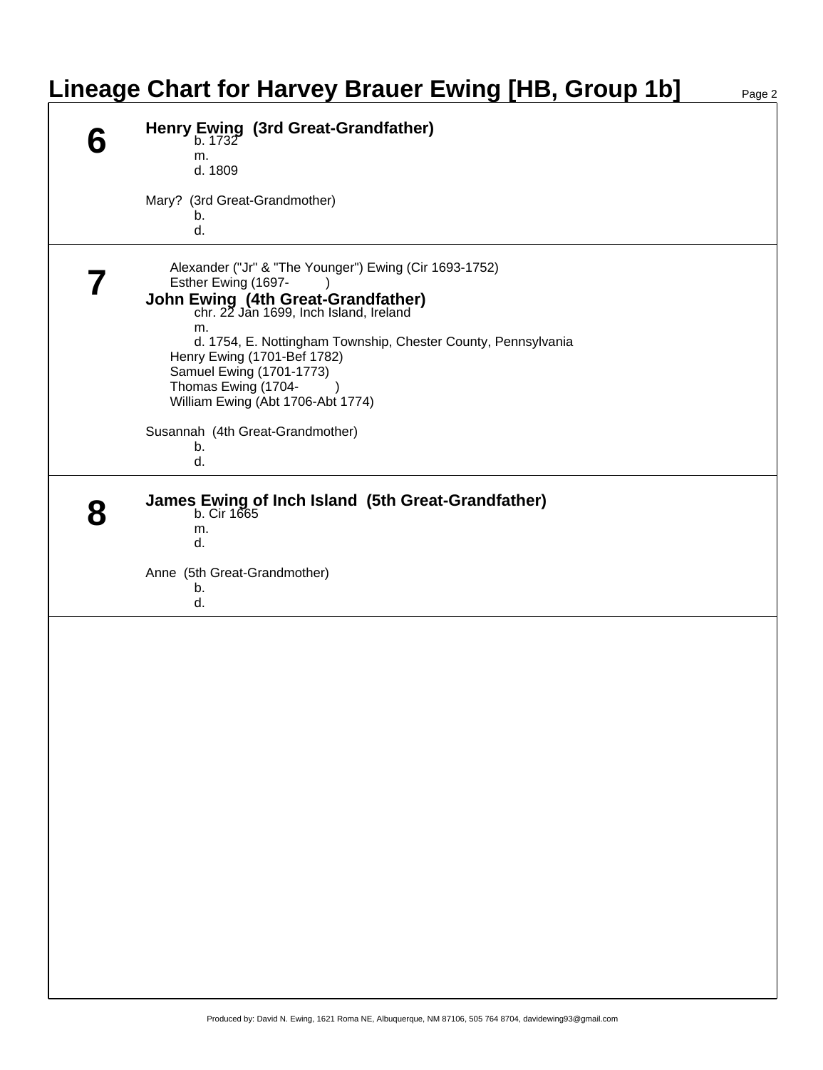# Lineage Chart for Harvey Brauer Ewing [HB, Group 1b]

**6**

**Henry Ewing (3rd Great-Grandfather)**
b. 1732
m.
d. 1809

Mary? (3rd Great-Grandmother)
b.
d.

---

**7**

Alexander ("Jr" & "The Younger") Ewing (Cir 1693-1752)
Esther Ewing (1697- )

**John Ewing (4th Great-Grandfather)**
chr. 22 Jan 1699, Inch Island, Ireland
m.
d. 1754, E. Nottingham Township, Chester County, Pennsylvania

Henry Ewing (1701-Bef 1782)
Samuel Ewing (1701-1773)
Thomas Ewing (1704- )
William Ewing (Abt 1706-Abt 1774)

Susannah (4th Great-Grandmother)
b.
d.

---

**8**

**James Ewing of Inch Island (5th Great-Grandfather)**
b. Cir 1665
m.
d.

Anne (5th Great-Grandmother)
b.
d.

Produced by: David N. Ewing, 1621 Roma NE, Albuquerque, NM 87106, 505 764 8704, davidewing93@gmail.com